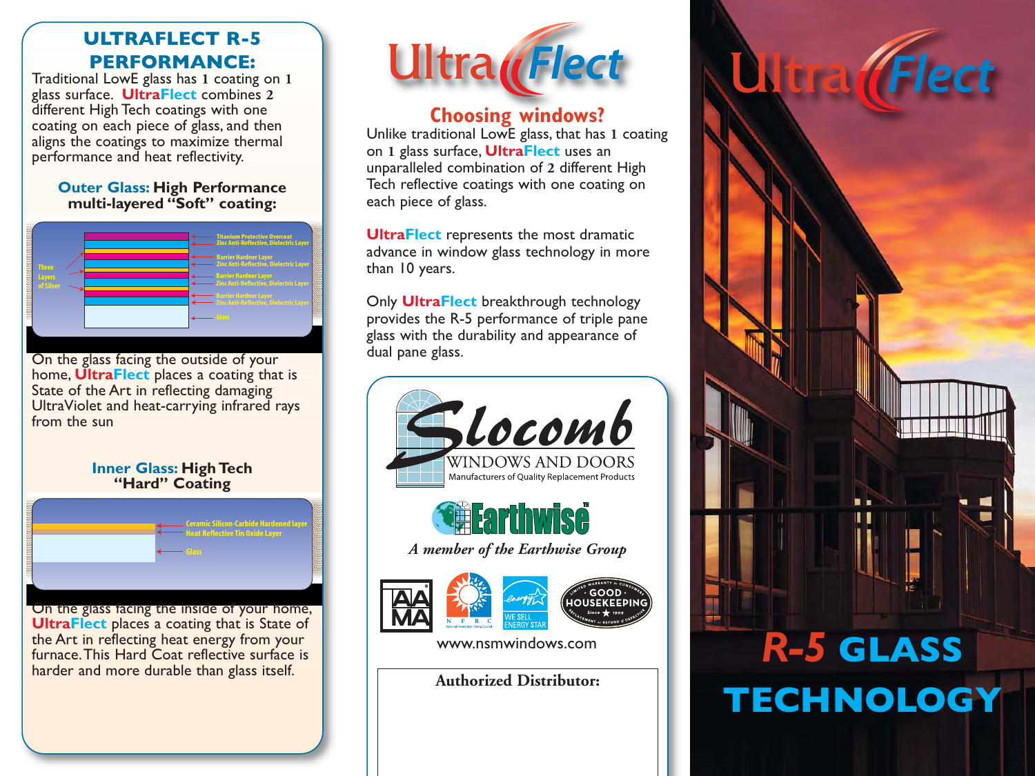## ULTRAFLECT R-5 PERFORMANCE:

Traditional LowE glass has 1 coating on 1 glass surface. **UltraFlect** combines 2 different High Tech coatings with one coating on each piece of glass, and then aligns the coatings to maximize thermal performance and heat reflectivity.

### Outer Glass: High Performance multi-layered "Soft" coating:

Three Layers of Silver

- Titanium Protective Overcoat
- Zinc Anti-Reflective, Dielectric Layer
- Barrier Hardner Layer
- Zinc Anti-Reflective, Dielectric Layer
- Barrier Hardner Layer
- Zinc Anti-Reflective, Dielectric Layer
- Barrier Hardner Layer
- Zinc Anti-Reflective, Dielectric Layer
- Glass

On the glass facing the outside of your home, **UltraFlect** places a coating that is State of the Art in reflecting damaging UltraViolet and heat-carrying infrared rays from the sun

### Inner Glass: High Tech "Hard" Coating

- Ceramic Silicon-Carbide Hardened layer
- Heat Reflective Tin Oxide Layer
- Glass

On the glass facing the inside of your home, **UltraFlect** places a coating that is State of the Art in reflecting heat energy from your furnace. This Hard Coat reflective surface is harder and more durable than glass itself.

# UltraFlect

## Choosing windows?

Unlike traditional LowE glass, that has 1 coating on 1 glass surface, **UltraFlect** uses an unparalleled combination of 2 different High Tech reflective coatings with one coating on each piece of glass.

**UltraFlect** represents the most dramatic advance in window glass technology in more than 10 years.

Only **UltraFlect** breakthrough technology provides the R-5 performance of triple pane glass with the durability and appearance of dual pane glass.

Slocomb
WINDOWS AND DOORS
Manufacturers of Quality Replacement Products

Earthwise™
*A member of the Earthwise Group*

AAMA | NFRC | WE SELL ENERGY STAR | GOOD HOUSEKEEPING

www.nsmwindows.com

**Authorized Distributor:**

# UltraFlect

# R-5 GLASS TECHNOLOGY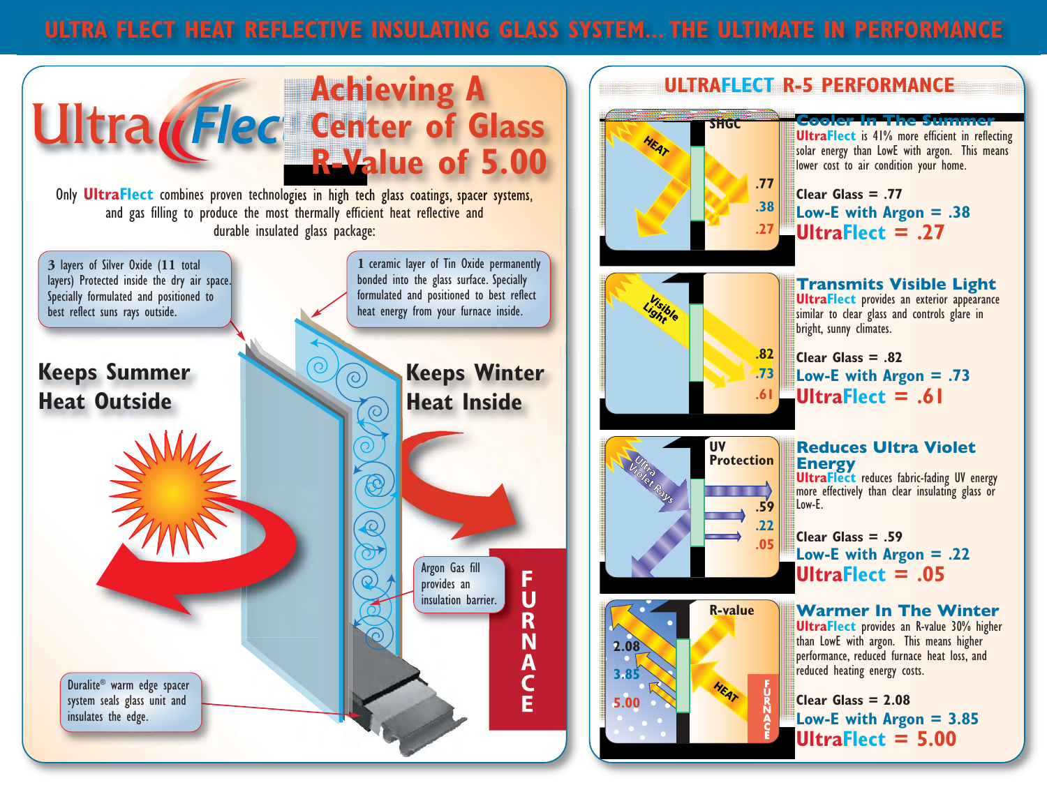# ULTRA FLECT HEAT REFLECTIVE INSULATING GLASS SYSTEM... THE ULTIMATE IN PERFORMANCE

## UltraFlect — Achieving A Center of Glass R-Value of 5.00

Only **UltraFlect** combines proven technologies in high tech glass coatings, spacer systems, and gas filling to produce the most thermally efficient heat reflective and durable insulated glass package:

3 layers of Silver Oxide (11 total layers) Protected inside the dry air space. Specially formulated and positioned to best reflect suns rays outside.

1 ceramic layer of Tin Oxide permanently bonded into the glass surface. Specially formulated and positioned to best reflect heat energy from your furnace inside.

**Keeps Summer Heat Outside**

**Keeps Winter Heat Inside**

Argon Gas fill provides an insulation barrier.

Duralite® warm edge spacer system seals glass unit and insulates the edge.

FURNACE

## ULTRAFLECT R-5 PERFORMANCE

SHGC

HEAT

.77
.38
.27

### Cooler In The Summer

**UltraFlect** is 41% more efficient in reflecting solar energy than LowE with argon. This means lower cost to air condition your home.

Clear Glass = .77
Low-E with Argon = .38
**UltraFlect = .27**

Visible Light

.82
.73
.61

### Transmits Visible Light

**UltraFlect** provides an exterior appearance similar to clear glass and controls glare in bright, sunny climates.

Clear Glass = .82
Low-E with Argon = .73
**UltraFlect = .61**

Ultra Violet Rays

UV Protection

.59
.22
.05

### Reduces Ultra Violet Energy

**UltraFlect** reduces fabric-fading UV energy more effectively than clear insulating glass or Low-E.

Clear Glass = .59
Low-E with Argon = .22
**UltraFlect = .05**

R-value

2.08
3.85
5.00

HEAT

FURNACE

### Warmer In The Winter

**UltraFlect** provides an R-value 30% higher than LowE with argon. This means higher performance, reduced furnace heat loss, and reduced heating energy costs.

Clear Glass = 2.08
Low-E with Argon = 3.85
**UltraFlect = 5.00**